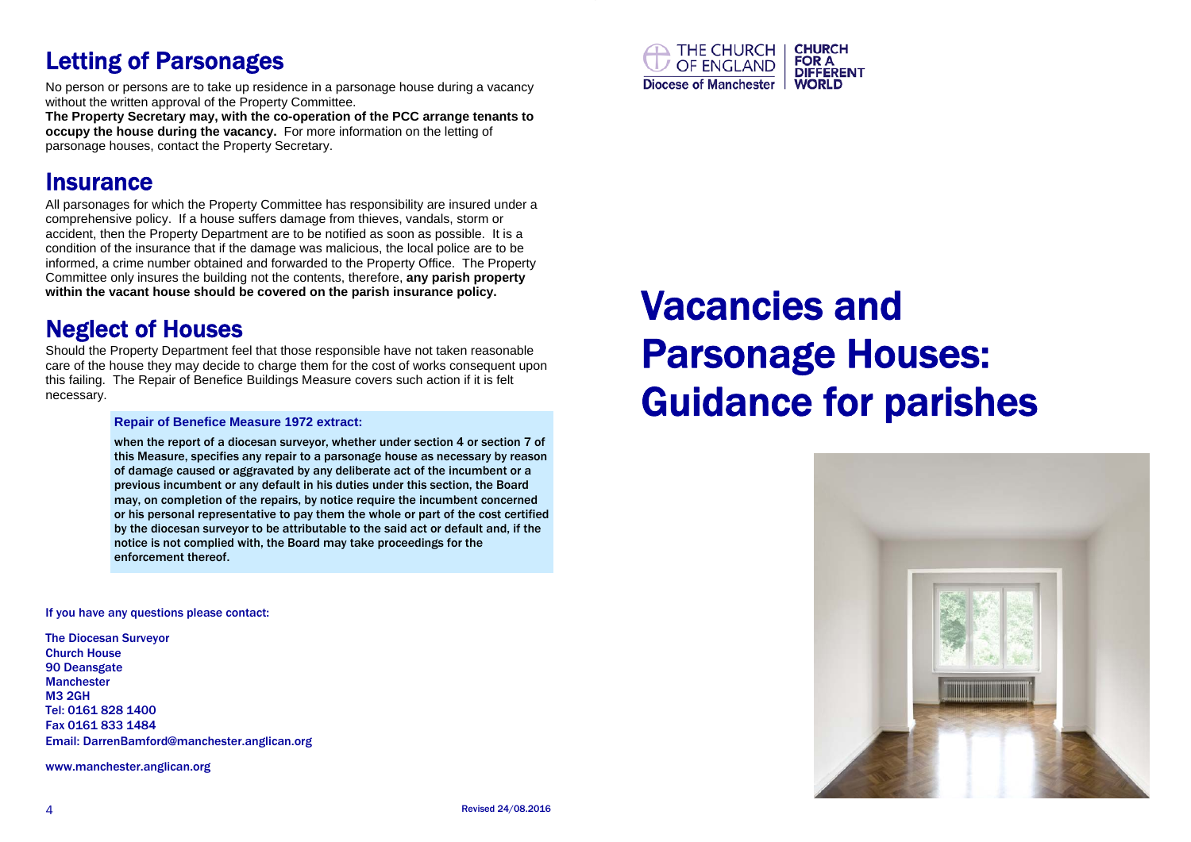## Letting of Parsonages

No person or persons are to take up residence in a parsonage house during a vacancy without the written approval of the Property Committee.
**The Property Secretary may, with the co-operation of the PCC arrange tenants to occupy the house during the vacancy.** For more information on the letting of parsonage houses, contact the Property Secretary.

## Insurance

All parsonages for which the Property Committee has responsibility are insured under a comprehensive policy. If a house suffers damage from thieves, vandals, storm or accident, then the Property Department are to be notified as soon as possible. It is a condition of the insurance that if the damage was malicious, the local police are to be informed, a crime number obtained and forwarded to the Property Office. The Property Committee only insures the building not the contents, therefore, **any parish property within the vacant house should be covered on the parish insurance policy.**

## Neglect of Houses

Should the Property Department feel that those responsible have not taken reasonable care of the house they may decide to charge them for the cost of works consequent upon this failing. The Repair of Benefice Buildings Measure covers such action if it is felt necessary.

> **Repair of Benefice Measure 1972 extract:**
>
> when the report of a diocesan surveyor, whether under section 4 or section 7 of this Measure, specifies any repair to a parsonage house as necessary by reason of damage caused or aggravated by any deliberate act of the incumbent or a previous incumbent or any default in his duties under this section, the Board may, on completion of the repairs, by notice require the incumbent concerned or his personal representative to pay them the whole or part of the cost certified by the diocesan surveyor to be attributable to the said act or default and, if the notice is not complied with, the Board may take proceedings for the enforcement thereof.

If you have any questions please contact:

The Diocesan Surveyor
Church House
90 Deansgate
Manchester
M3 2GH
Tel: 0161 828 1400
Fax 0161 833 1484
Email: DarrenBamford@manchester.anglican.org

www.manchester.anglican.org

Revised 24/08.2016

THE CHURCH OF ENGLAND
Diocese of Manchester
CHURCH FOR A DIFFERENT WORLD

# Vacancies and Parsonage Houses: Guidance for parishes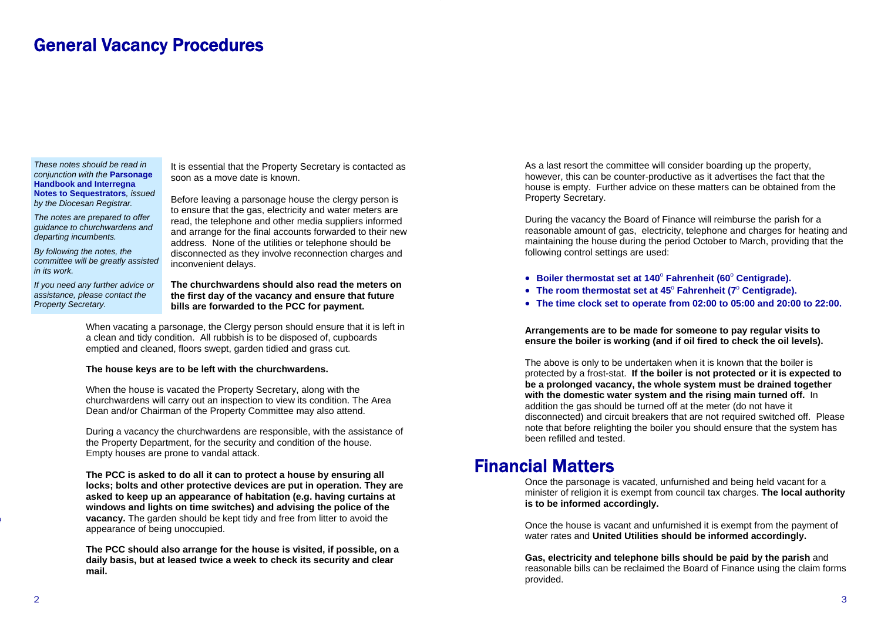# General Vacancy Procedures

*These notes should be read in conjunction with the* ***Parsonage Handbook and Interregna Notes to Sequestrators****, issued by the Diocesan Registrar.*

*The notes are prepared to offer guidance to churchwardens and departing incumbents.*

*By following the notes, the committee will be greatly assisted in its work.*

*If you need any further advice or assistance, please contact the Property Secretary.*

It is essential that the Property Secretary is contacted as soon as a move date is known.

Before leaving a parsonage house the clergy person is to ensure that the gas, electricity and water meters are read, the telephone and other media suppliers informed and arrange for the final accounts forwarded to their new address. None of the utilities or telephone should be disconnected as they involve reconnection charges and inconvenient delays.

**The churchwardens should also read the meters on the first day of the vacancy and ensure that future bills are forwarded to the PCC for payment.**

When vacating a parsonage, the Clergy person should ensure that it is left in a clean and tidy condition. All rubbish is to be disposed of, cupboards emptied and cleaned, floors swept, garden tidied and grass cut.

**The house keys are to be left with the churchwardens.**

When the house is vacated the Property Secretary, along with the churchwardens will carry out an inspection to view its condition. The Area Dean and/or Chairman of the Property Committee may also attend.

During a vacancy the churchwardens are responsible, with the assistance of the Property Department, for the security and condition of the house. Empty houses are prone to vandal attack.

**The PCC is asked to do all it can to protect a house by ensuring all locks; bolts and other protective devices are put in operation. They are asked to keep up an appearance of habitation (e.g. having curtains at windows and lights on time switches) and advising the police of the vacancy.** The garden should be kept tidy and free from litter to avoid the appearance of being unoccupied.

**The PCC should also arrange for the house is visited, if possible, on a daily basis, but at leased twice a week to check its security and clear mail.**

As a last resort the committee will consider boarding up the property, however, this can be counter-productive as it advertises the fact that the house is empty. Further advice on these matters can be obtained from the Property Secretary.

During the vacancy the Board of Finance will reimburse the parish for a reasonable amount of gas, electricity, telephone and charges for heating and maintaining the house during the period October to March, providing that the following control settings are used:

- **Boiler thermostat set at 140° Fahrenheit (60° Centigrade).**
- **The room thermostat set at 45° Fahrenheit (7° Centigrade).**
- **The time clock set to operate from 02:00 to 05:00 and 20:00 to 22:00.**

**Arrangements are to be made for someone to pay regular visits to ensure the boiler is working (and if oil fired to check the oil levels).**

The above is only to be undertaken when it is known that the boiler is protected by a frost-stat. **If the boiler is not protected or it is expected to be a prolonged vacancy, the whole system must be drained together with the domestic water system and the rising main turned off.** In addition the gas should be turned off at the meter (do not have it disconnected) and circuit breakers that are not required switched off. Please note that before relighting the boiler you should ensure that the system has been refilled and tested.

# Financial Matters

Once the parsonage is vacated, unfurnished and being held vacant for a minister of religion it is exempt from council tax charges. **The local authority is to be informed accordingly.**

Once the house is vacant and unfurnished it is exempt from the payment of water rates and **United Utilities should be informed accordingly.**

**Gas, electricity and telephone bills should be paid by the parish** and reasonable bills can be reclaimed the Board of Finance using the claim forms provided.